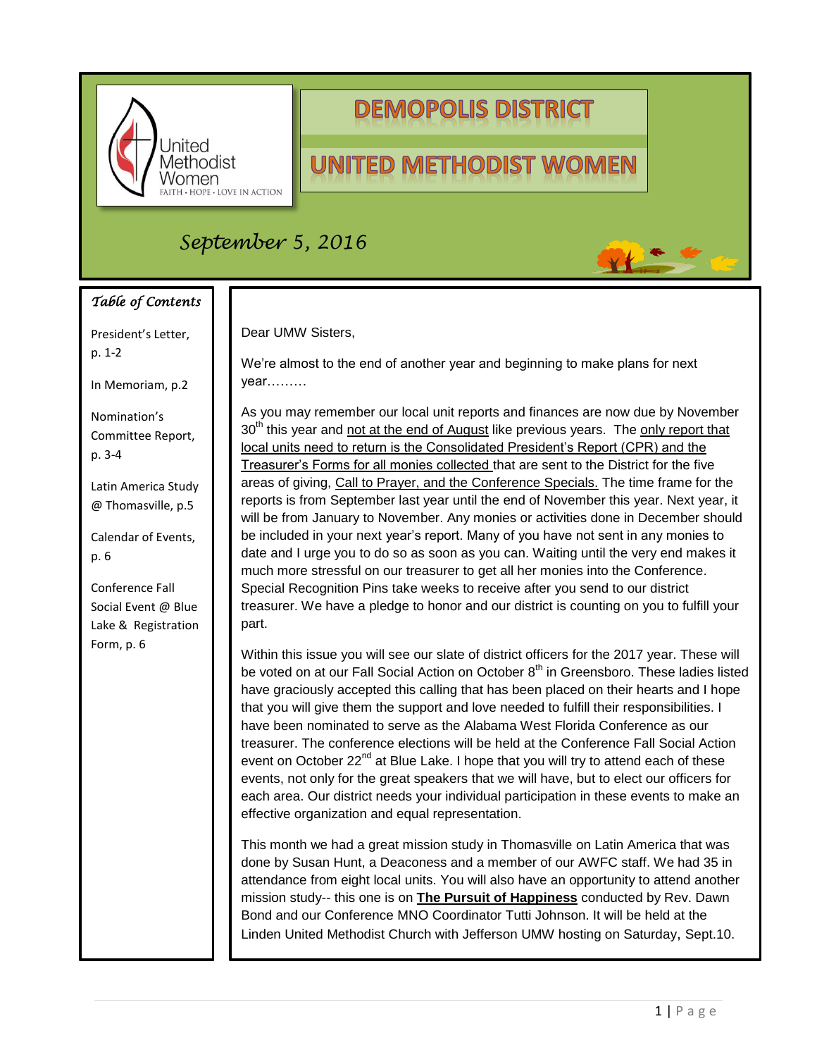United Methodist Women
FAITH · HOPE · LOVE IN ACTION

# DEMOPOLIS DISTRICT

# UNITED METHODIST WOMEN

*September 5, 2016*

### *Table of Contents*

President's Letter, p. 1-2

In Memoriam, p.2

Nomination's Committee Report, p. 3-4

Latin America Study @ Thomasville, p.5

Calendar of Events, p. 6

Conference Fall Social Event @ Blue Lake & Registration Form, p. 6

Dear UMW Sisters,

We're almost to the end of another year and beginning to make plans for next year………

As you may remember our local unit reports and finances are now due by November 30th this year and not at the end of August like previous years. The only report that local units need to return is the Consolidated President's Report (CPR) and the Treasurer's Forms for all monies collected that are sent to the District for the five areas of giving, Call to Prayer, and the Conference Specials. The time frame for the reports is from September last year until the end of November this year. Next year, it will be from January to November. Any monies or activities done in December should be included in your next year's report. Many of you have not sent in any monies to date and I urge you to do so as soon as you can. Waiting until the very end makes it much more stressful on our treasurer to get all her monies into the Conference. Special Recognition Pins take weeks to receive after you send to our district treasurer. We have a pledge to honor and our district is counting on you to fulfill your part.

Within this issue you will see our slate of district officers for the 2017 year. These will be voted on at our Fall Social Action on October 8th in Greensboro. These ladies listed have graciously accepted this calling that has been placed on their hearts and I hope that you will give them the support and love needed to fulfill their responsibilities. I have been nominated to serve as the Alabama West Florida Conference as our treasurer. The conference elections will be held at the Conference Fall Social Action event on October 22nd at Blue Lake. I hope that you will try to attend each of these events, not only for the great speakers that we will have, but to elect our officers for each area. Our district needs your individual participation in these events to make an effective organization and equal representation.

This month we had a great mission study in Thomasville on Latin America that was done by Susan Hunt, a Deaconess and a member of our AWFC staff. We had 35 in attendance from eight local units. You will also have an opportunity to attend another mission study-- this one is on **The Pursuit of Happiness** conducted by Rev. Dawn Bond and our Conference MNO Coordinator Tutti Johnson. It will be held at the Linden United Methodist Church with Jefferson UMW hosting on Saturday, Sept.10.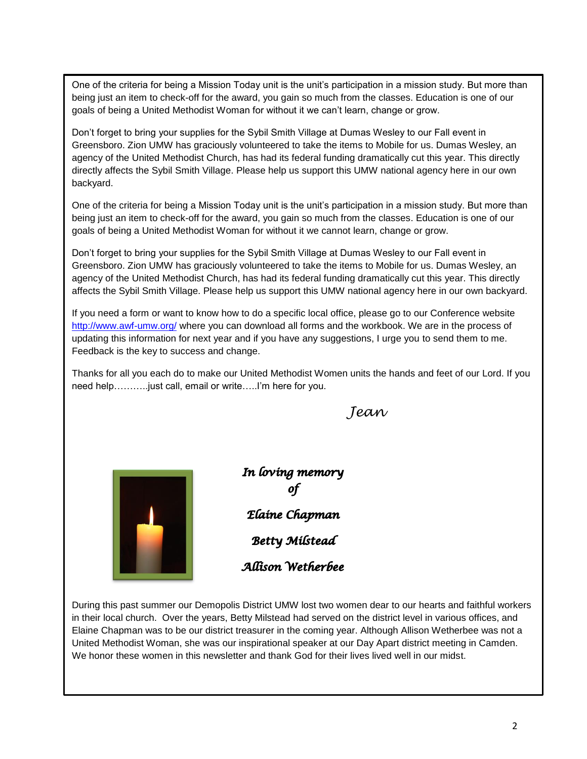One of the criteria for being a Mission Today unit is the unit's participation in a mission study. But more than being just an item to check-off for the award, you gain so much from the classes. Education is one of our goals of being a United Methodist Woman for without it we can't learn, change or grow.

Don't forget to bring your supplies for the Sybil Smith Village at Dumas Wesley to our Fall event in Greensboro. Zion UMW has graciously volunteered to take the items to Mobile for us. Dumas Wesley, an agency of the United Methodist Church, has had its federal funding dramatically cut this year. This directly directly affects the Sybil Smith Village. Please help us support this UMW national agency here in our own backyard.

One of the criteria for being a Mission Today unit is the unit's participation in a mission study. But more than being just an item to check-off for the award, you gain so much from the classes. Education is one of our goals of being a United Methodist Woman for without it we cannot learn, change or grow.

Don't forget to bring your supplies for the Sybil Smith Village at Dumas Wesley to our Fall event in Greensboro. Zion UMW has graciously volunteered to take the items to Mobile for us. Dumas Wesley, an agency of the United Methodist Church, has had its federal funding dramatically cut this year. This directly affects the Sybil Smith Village. Please help us support this UMW national agency here in our own backyard.

If you need a form or want to know how to do a specific local office, please go to our Conference website [http://www.awf-umw.org/](http://www.awf-umw.org/) where you can download all forms and the workbook. We are in the process of updating this information for next year and if you have any suggestions, I urge you to send them to me. Feedback is the key to success and change.

Thanks for all you each do to make our United Methodist Women units the hands and feet of our Lord. If you need help………..just call, email or write…..I'm here for you.

*Jean*

***In loving memory of***

***Elaine Chapman***

***Betty Milstead***

***Allison Wetherbee***

During this past summer our Demopolis District UMW lost two women dear to our hearts and faithful workers in their local church. Over the years, Betty Milstead had served on the district level in various offices, and Elaine Chapman was to be our district treasurer in the coming year. Although Allison Wetherbee was not a United Methodist Woman, she was our inspirational speaker at our Day Apart district meeting in Camden. We honor these women in this newsletter and thank God for their lives lived well in our midst.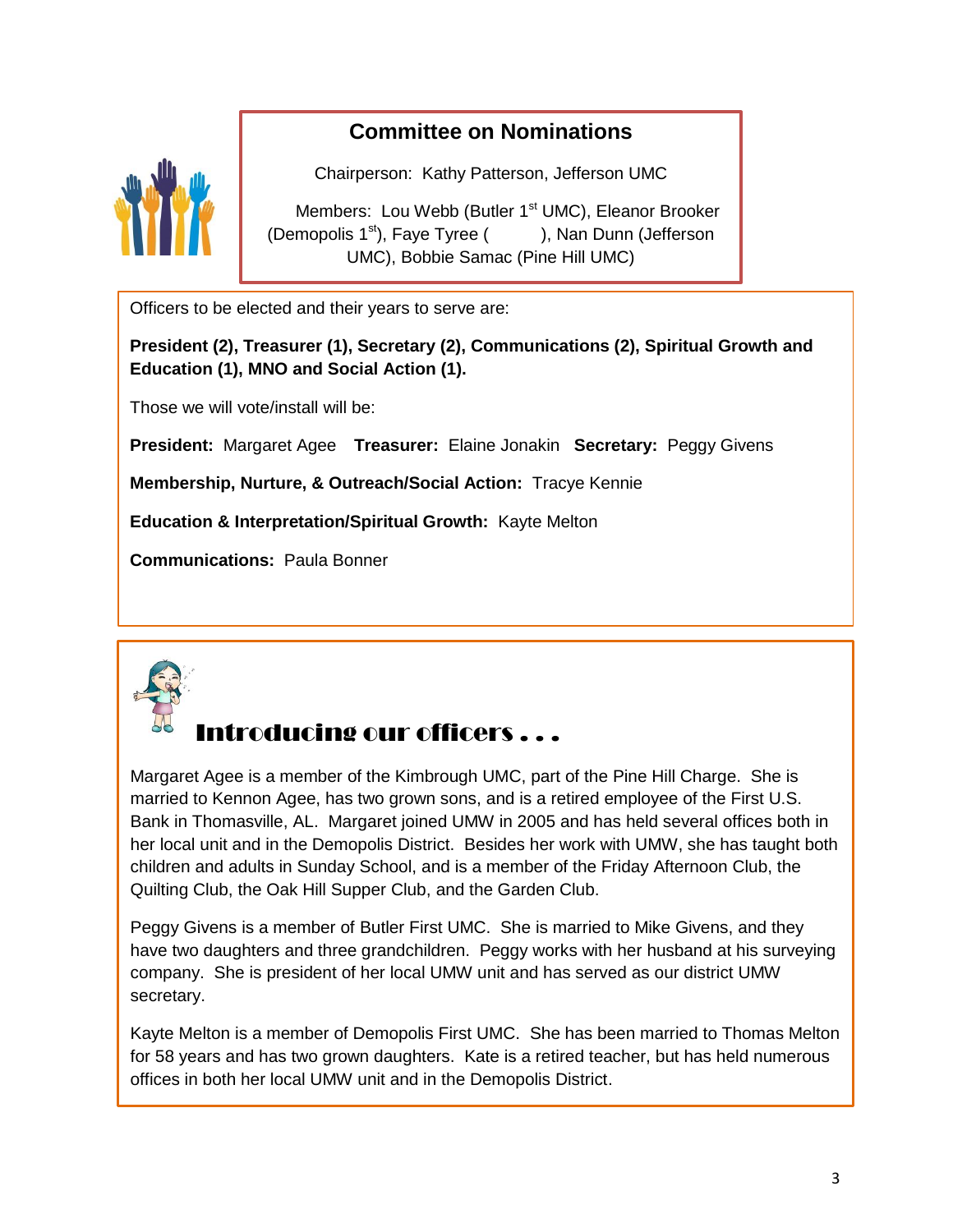## Committee on Nominations

Chairperson: Kathy Patterson, Jefferson UMC

Members: Lou Webb (Butler 1st UMC), Eleanor Brooker (Demopolis 1st), Faye Tyree ( ), Nan Dunn (Jefferson UMC), Bobbie Samac (Pine Hill UMC)

Officers to be elected and their years to serve are:

**President (2), Treasurer (1), Secretary (2), Communications (2), Spiritual Growth and Education (1), MNO and Social Action (1).**

Those we will vote/install will be:

**President:** Margaret Agee **Treasurer:** Elaine Jonakin **Secretary:** Peggy Givens

**Membership, Nurture, & Outreach/Social Action:** Tracye Kennie

**Education & Interpretation/Spiritual Growth:** Kayte Melton

**Communications:** Paula Bonner

## Introducing our officers . . .

Margaret Agee is a member of the Kimbrough UMC, part of the Pine Hill Charge. She is married to Kennon Agee, has two grown sons, and is a retired employee of the First U.S. Bank in Thomasville, AL. Margaret joined UMW in 2005 and has held several offices both in her local unit and in the Demopolis District. Besides her work with UMW, she has taught both children and adults in Sunday School, and is a member of the Friday Afternoon Club, the Quilting Club, the Oak Hill Supper Club, and the Garden Club.

Peggy Givens is a member of Butler First UMC. She is married to Mike Givens, and they have two daughters and three grandchildren. Peggy works with her husband at his surveying company. She is president of her local UMW unit and has served as our district UMW secretary.

Kayte Melton is a member of Demopolis First UMC. She has been married to Thomas Melton for 58 years and has two grown daughters. Kate is a retired teacher, but has held numerous offices in both her local UMW unit and in the Demopolis District.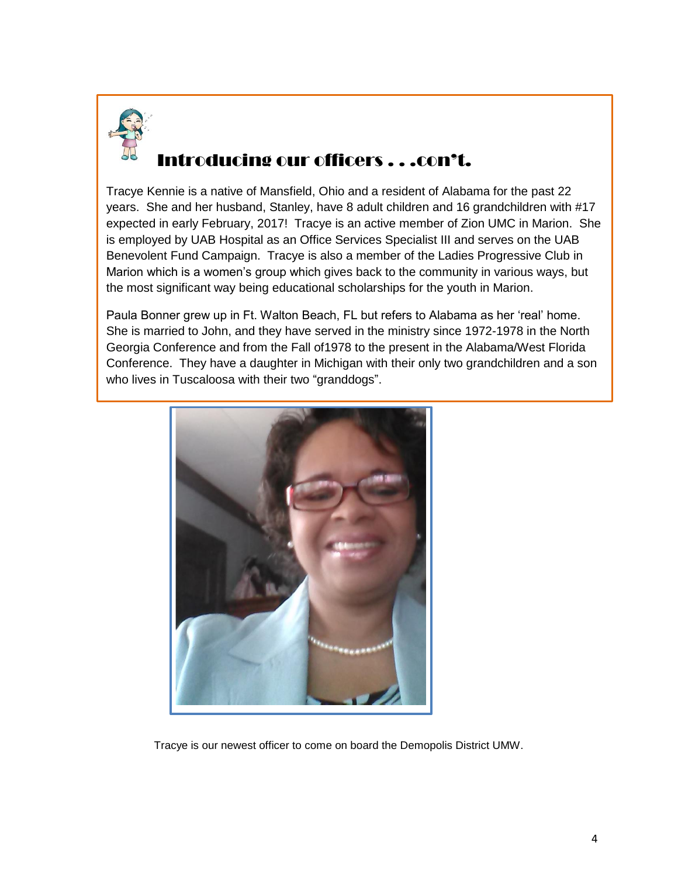## Introducing our officers . . .con't.

Tracye Kennie is a native of Mansfield, Ohio and a resident of Alabama for the past 22 years. She and her husband, Stanley, have 8 adult children and 16 grandchildren with #17 expected in early February, 2017! Tracye is an active member of Zion UMC in Marion. She is employed by UAB Hospital as an Office Services Specialist III and serves on the UAB Benevolent Fund Campaign. Tracye is also a member of the Ladies Progressive Club in Marion which is a women's group which gives back to the community in various ways, but the most significant way being educational scholarships for the youth in Marion.

Paula Bonner grew up in Ft. Walton Beach, FL but refers to Alabama as her 'real' home. She is married to John, and they have served in the ministry since 1972-1978 in the North Georgia Conference and from the Fall of1978 to the present in the Alabama/West Florida Conference. They have a daughter in Michigan with their only two grandchildren and a son who lives in Tuscaloosa with their two "granddogs".

Tracye is our newest officer to come on board the Demopolis District UMW.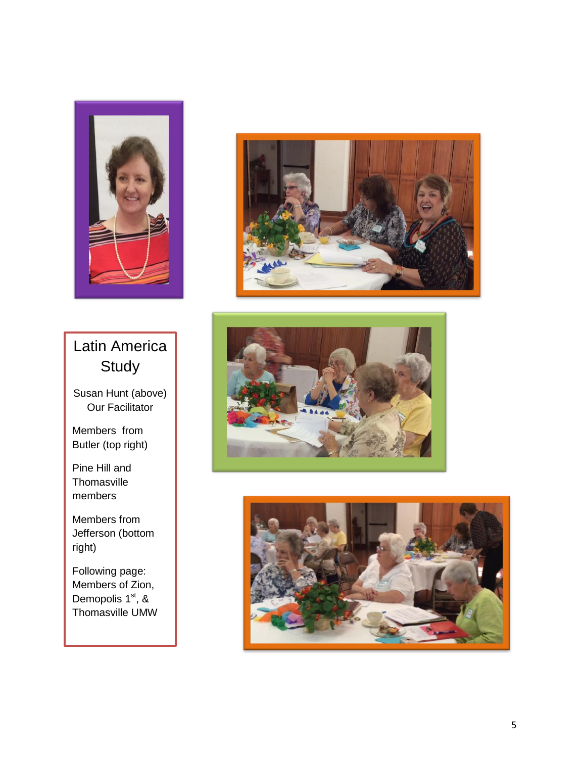## Latin America Study

Susan Hunt (above) Our Facilitator

Members from Butler (top right)

Pine Hill and Thomasville members

Members from Jefferson (bottom right)

Following page: Members of Zion, Demopolis 1st, & Thomasville UMW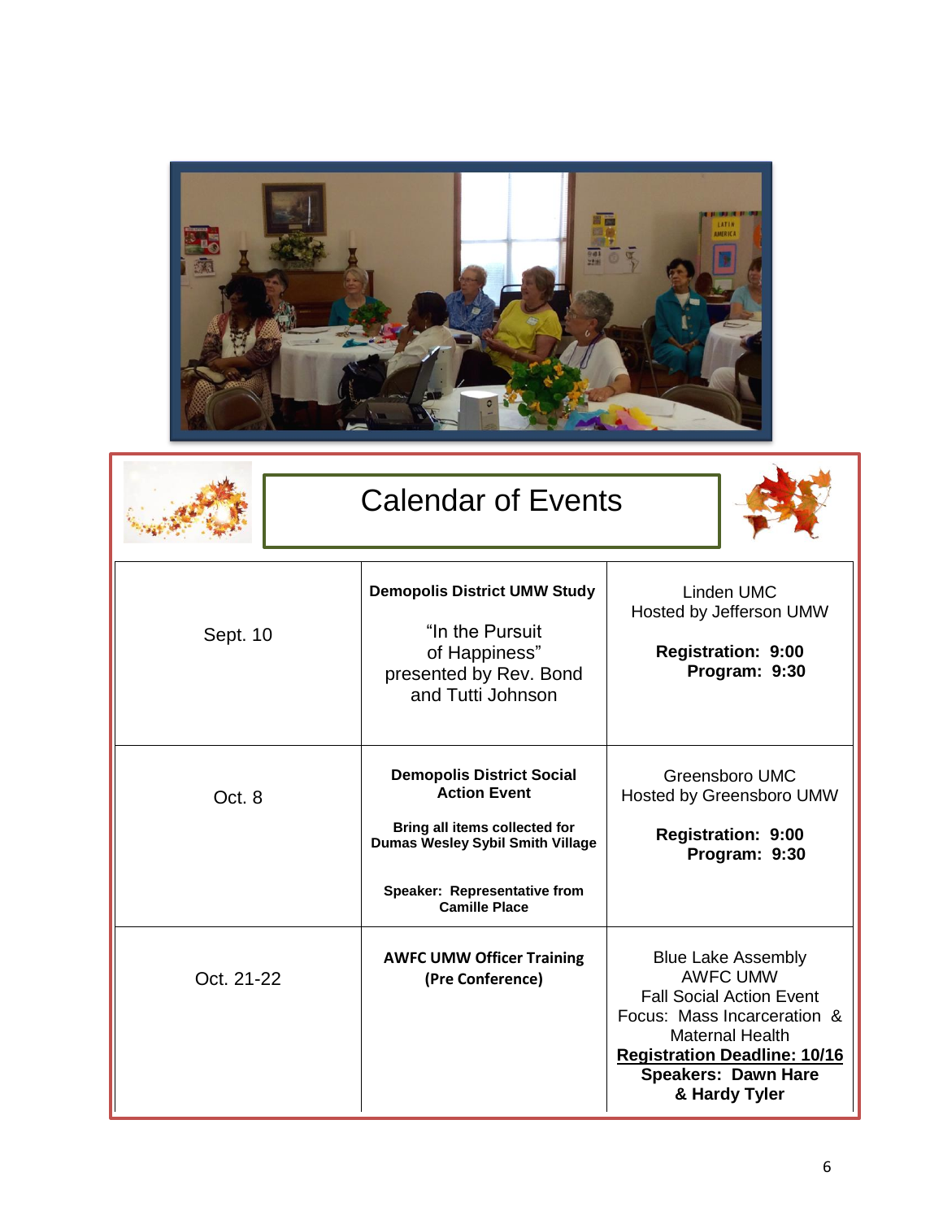# Calendar of Events

| | | |
|---|---|---|
| Sept. 10 | **Demopolis District UMW Study**<br><br>"In the Pursuit of Happiness" presented by Rev. Bond and Tutti Johnson | Linden UMC<br>Hosted by Jefferson UMW<br><br>**Registration: 9:00**<br>**Program: 9:30** |
| Oct. 8 | **Demopolis District Social Action Event**<br><br>**Bring all items collected for Dumas Wesley Sybil Smith Village**<br><br>**Speaker: Representative from Camille Place** | Greensboro UMC<br>Hosted by Greensboro UMW<br><br>**Registration: 9:00**<br>**Program: 9:30** |
| Oct. 21-22 | **AWFC UMW Officer Training (Pre Conference)** | Blue Lake Assembly<br>AWFC UMW<br>Fall Social Action Event<br>Focus: Mass Incarceration & Maternal Health<br>**Registration Deadline: 10/16**<br>**Speakers: Dawn Hare & Hardy Tyler** |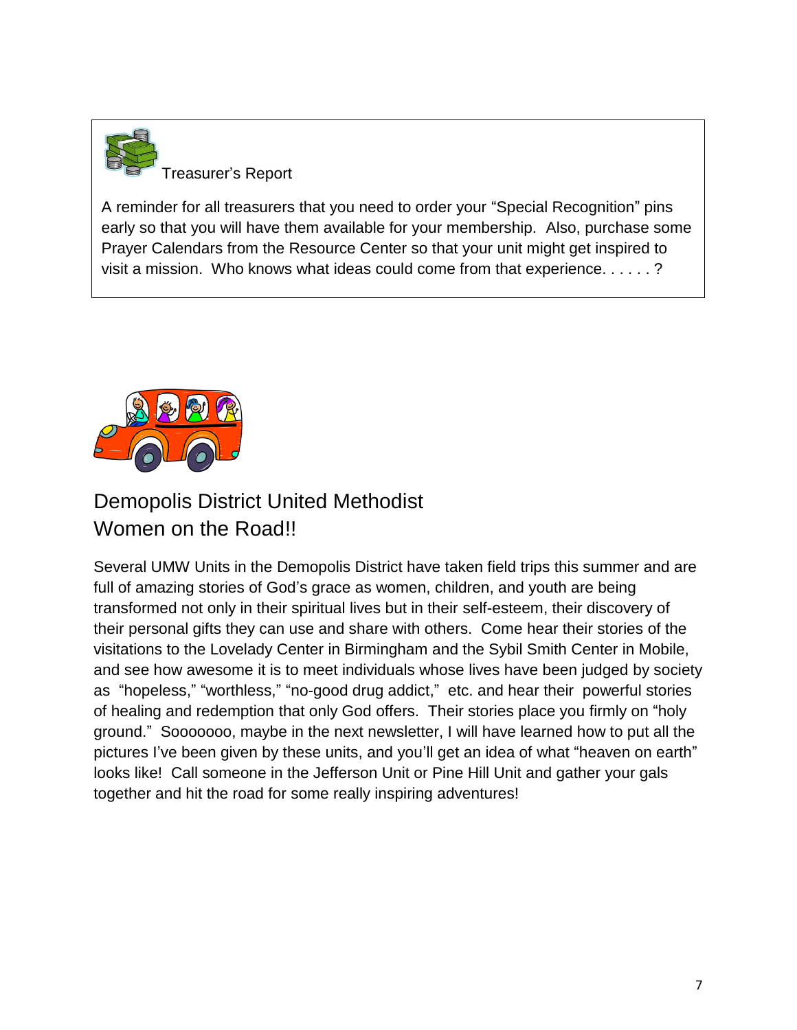## Treasurer's Report

A reminder for all treasurers that you need to order your "Special Recognition" pins early so that you will have them available for your membership. Also, purchase some Prayer Calendars from the Resource Center so that your unit might get inspired to visit a mission. Who knows what ideas could come from that experience. . . . . . ?

## Demopolis District United Methodist Women on the Road!!

Several UMW Units in the Demopolis District have taken field trips this summer and are full of amazing stories of God's grace as women, children, and youth are being transformed not only in their spiritual lives but in their self-esteem, their discovery of their personal gifts they can use and share with others. Come hear their stories of the visitations to the Lovelady Center in Birmingham and the Sybil Smith Center in Mobile, and see how awesome it is to meet individuals whose lives have been judged by society as "hopeless," "worthless," "no-good drug addict," etc. and hear their powerful stories of healing and redemption that only God offers. Their stories place you firmly on "holy ground." Sooooooo, maybe in the next newsletter, I will have learned how to put all the pictures I've been given by these units, and you'll get an idea of what "heaven on earth" looks like! Call someone in the Jefferson Unit or Pine Hill Unit and gather your gals together and hit the road for some really inspiring adventures!